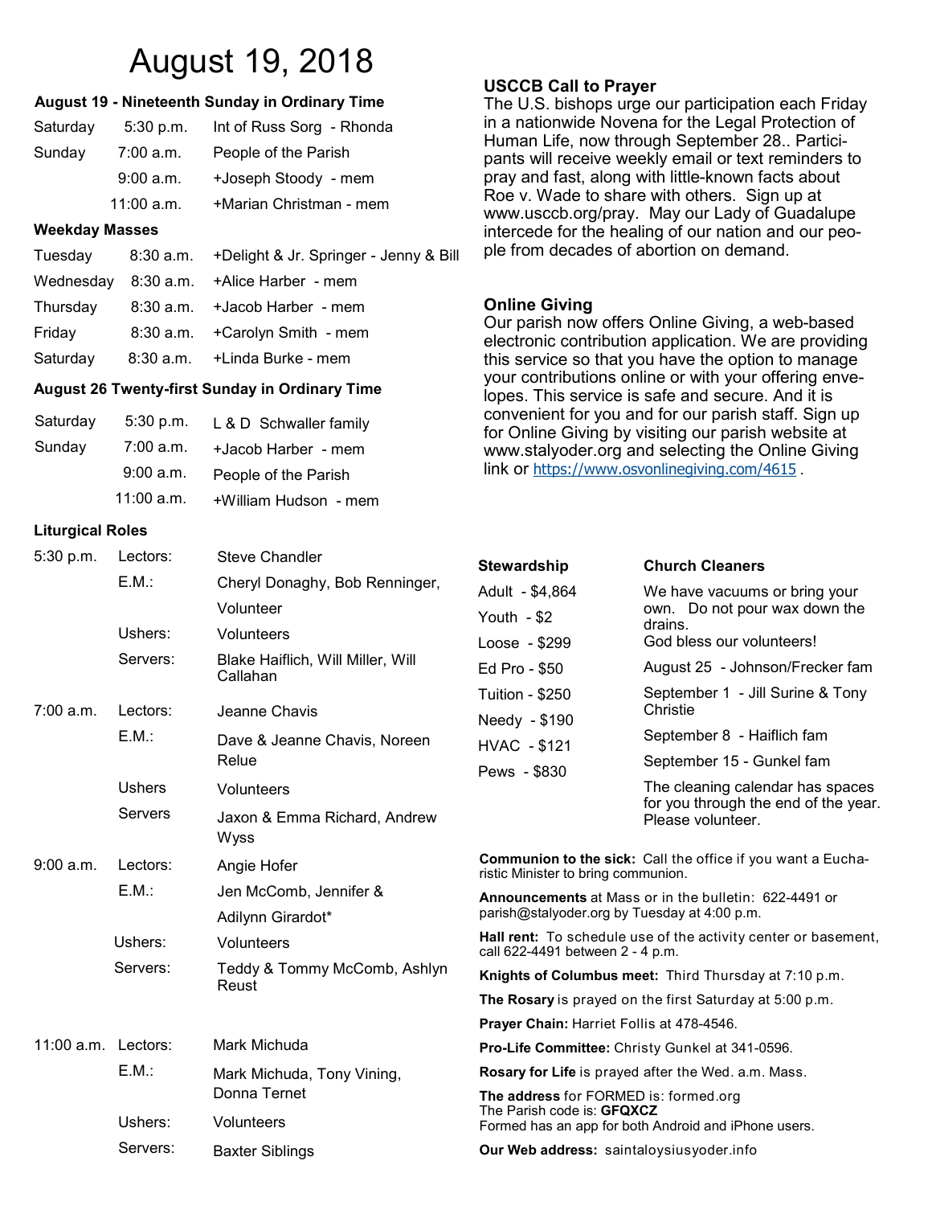# August 19, 2018

### August 19 - Nineteenth Sunday in Ordinary Time

| | | |
|---|---|---|
| Saturday | 5:30 p.m. | Int of Russ Sorg - Rhonda |
| Sunday | 7:00 a.m. | People of the Parish |
| | 9:00 a.m. | +Joseph Stoody - mem |
| | 11:00 a.m. | +Marian Christman - mem |

### Weekday Masses

| | | |
|---|---|---|
| Tuesday | 8:30 a.m. | +Delight & Jr. Springer - Jenny & Bill |
| Wednesday | 8:30 a.m. | +Alice Harber - mem |
| Thursday | 8:30 a.m. | +Jacob Harber - mem |
| Friday | 8:30 a.m. | +Carolyn Smith - mem |
| Saturday | 8:30 a.m. | +Linda Burke - mem |

### August 26 Twenty-first Sunday in Ordinary Time

| | | |
|---|---|---|
| Saturday | 5:30 p.m. | L & D Schwaller family |
| Sunday | 7:00 a.m. | +Jacob Harber - mem |
| | 9:00 a.m. | People of the Parish |
| | 11:00 a.m. | +William Hudson - mem |

### Liturgical Roles

| | | |
|---|---|---|
| 5:30 p.m. | Lectors: | Steve Chandler |
| | E.M.: | Cheryl Donaghy, Bob Renninger, Volunteer |
| | Ushers: | Volunteers |
| | Servers: | Blake Haiflich, Will Miller, Will Callahan |
| 7:00 a.m. | Lectors: | Jeanne Chavis |
| | E.M.: | Dave & Jeanne Chavis, Noreen Relue |
| | Ushers | Volunteers |
| | Servers | Jaxon & Emma Richard, Andrew Wyss |
| 9:00 a.m. | Lectors: | Angie Hofer |
| | E.M.: | Jen McComb, Jennifer & Adilynn Girardot* |
| | Ushers: | Volunteers |
| | Servers: | Teddy & Tommy McComb, Ashlyn Reust |
| 11:00 a.m. | Lectors: | Mark Michuda |
| | E.M.: | Mark Michuda, Tony Vining, Donna Ternet |
| | Ushers: | Volunteers |
| | Servers: | Baxter Siblings |

### USCCB Call to Prayer

The U.S. bishops urge our participation each Friday in a nationwide Novena for the Legal Protection of Human Life, now through September 28.. Participants will receive weekly email or text reminders to pray and fast, along with little-known facts about Roe v. Wade to share with others. Sign up at www.usccb.org/pray. May our Lady of Guadalupe intercede for the healing of our nation and our people from decades of abortion on demand.

### Online Giving

Our parish now offers Online Giving, a web-based electronic contribution application. We are providing this service so that you have the option to manage your contributions online or with your offering envelopes. This service is safe and secure. And it is convenient for you and for our parish staff. Sign up for Online Giving by visiting our parish website at www.stalyoder.org and selecting the Online Giving link or https://www.osvonlinegiving.com/4615 .

### Stewardship

- Adult - $4,864
- Youth - $2
- Loose - $299
- Ed Pro - $50
- Tuition - $250
- Needy - $190
- HVAC - $121
- Pews - $830

### Church Cleaners

We have vacuums or bring your own. Do not pour wax down the drains.
God bless our volunteers!

- August 25 - Johnson/Frecker fam
- September 1 - Jill Surine & Tony Christie
- September 8 - Haiflich fam
- September 15 - Gunkel fam

The cleaning calendar has spaces for you through the end of the year. Please volunteer.

**Communion to the sick:** Call the office if you want a Eucharistic Minister to bring communion.

**Announcements** at Mass or in the bulletin: 622-4491 or parish@stalyoder.org by Tuesday at 4:00 p.m.

**Hall rent:** To schedule use of the activity center or basement, call 622-4491 between 2 - 4 p.m.

**Knights of Columbus meet:** Third Thursday at 7:10 p.m.

**The Rosary** is prayed on the first Saturday at 5:00 p.m.

**Prayer Chain:** Harriet Follis at 478-4546.

**Pro-Life Committee:** Christy Gunkel at 341-0596.

**Rosary for Life** is prayed after the Wed. a.m. Mass.

**The address** for FORMED is: formed.org
The Parish code is: **GFQXCZ**
Formed has an app for both Android and iPhone users.

**Our Web address:** saintaloysiusyoder.info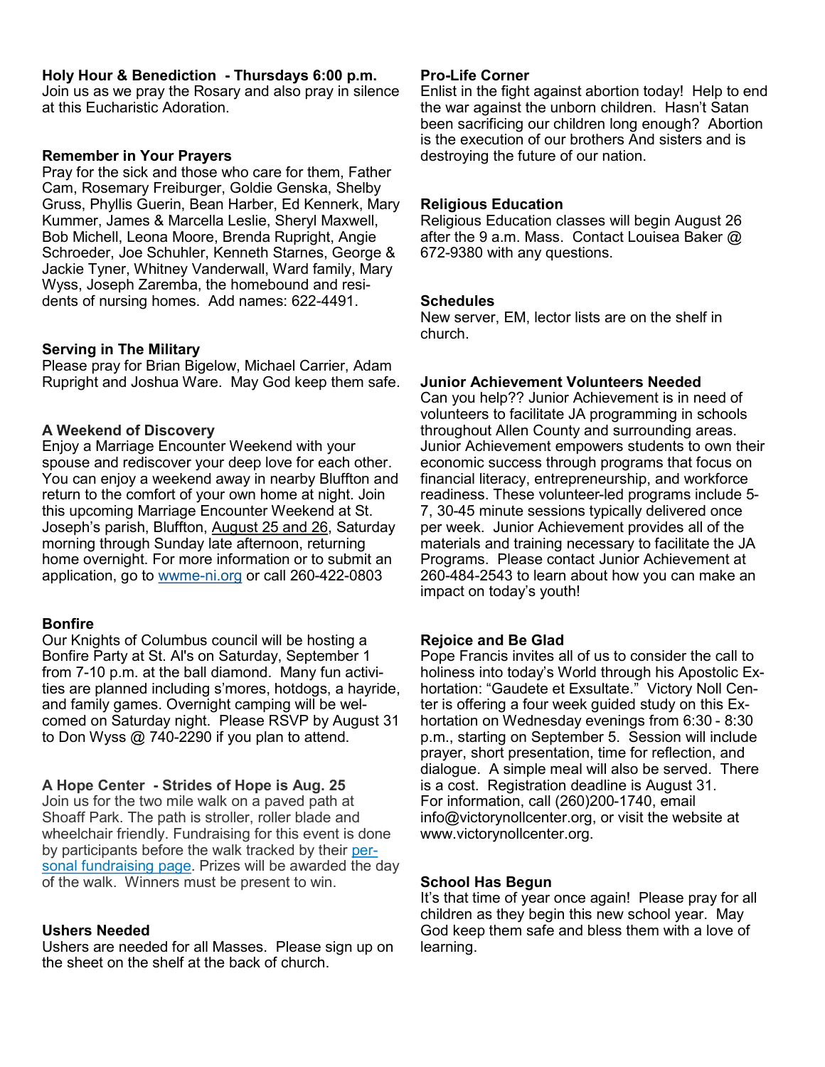**Holy Hour & Benediction - Thursdays 6:00 p.m.**
Join us as we pray the Rosary and also pray in silence at this Eucharistic Adoration.

**Remember in Your Prayers**
Pray for the sick and those who care for them, Father Cam, Rosemary Freiburger, Goldie Genska, Shelby Gruss, Phyllis Guerin, Bean Harber, Ed Kennerk, Mary Kummer, James & Marcella Leslie, Sheryl Maxwell, Bob Michell, Leona Moore, Brenda Rupright, Angie Schroeder, Joe Schuhler, Kenneth Starnes, George & Jackie Tyner, Whitney Vanderwall, Ward family, Mary Wyss, Joseph Zaremba, the homebound and residents of nursing homes. Add names: 622-4491.

**Serving in The Military**
Please pray for Brian Bigelow, Michael Carrier, Adam Rupright and Joshua Ware. May God keep them safe.

**A Weekend of Discovery**
Enjoy a Marriage Encounter Weekend with your spouse and rediscover your deep love for each other. You can enjoy a weekend away in nearby Bluffton and return to the comfort of your own home at night. Join this upcoming Marriage Encounter Weekend at St. Joseph's parish, Bluffton, August 25 and 26, Saturday morning through Sunday late afternoon, returning home overnight. For more information or to submit an application, go to wwme-ni.org or call 260-422-0803

**Bonfire**
Our Knights of Columbus council will be hosting a Bonfire Party at St. Al's on Saturday, September 1 from 7-10 p.m. at the ball diamond. Many fun activities are planned including s'mores, hotdogs, a hayride, and family games. Overnight camping will be welcomed on Saturday night. Please RSVP by August 31 to Don Wyss @ 740-2290 if you plan to attend.

**A Hope Center - Strides of Hope is Aug. 25**
Join us for the two mile walk on a paved path at Shoaff Park. The path is stroller, roller blade and wheelchair friendly. Fundraising for this event is done by participants before the walk tracked by their personal fundraising page. Prizes will be awarded the day of the walk. Winners must be present to win.

**Ushers Needed**
Ushers are needed for all Masses. Please sign up on the sheet on the shelf at the back of church.

**Pro-Life Corner**
Enlist in the fight against abortion today! Help to end the war against the unborn children. Hasn't Satan been sacrificing our children long enough? Abortion is the execution of our brothers And sisters and is destroying the future of our nation.

**Religious Education**
Religious Education classes will begin August 26 after the 9 a.m. Mass. Contact Louisea Baker @ 672-9380 with any questions.

**Schedules**
New server, EM, lector lists are on the shelf in church.

**Junior Achievement Volunteers Needed**
Can you help?? Junior Achievement is in need of volunteers to facilitate JA programming in schools throughout Allen County and surrounding areas. Junior Achievement empowers students to own their economic success through programs that focus on financial literacy, entrepreneurship, and workforce readiness. These volunteer-led programs include 5-7, 30-45 minute sessions typically delivered once per week. Junior Achievement provides all of the materials and training necessary to facilitate the JA Programs. Please contact Junior Achievement at 260-484-2543 to learn about how you can make an impact on today's youth!

**Rejoice and Be Glad**
Pope Francis invites all of us to consider the call to holiness into today's World through his Apostolic Exhortation: "Gaudete et Exsultate." Victory Noll Center is offering a four week guided study on this Exhortation on Wednesday evenings from 6:30 - 8:30 p.m., starting on September 5. Session will include prayer, short presentation, time for reflection, and dialogue. A simple meal will also be served. There is a cost. Registration deadline is August 31.
For information, call (260)200-1740, email info@victorynollcenter.org, or visit the website at www.victorynollcenter.org.

**School Has Begun**
It's that time of year once again! Please pray for all children as they begin this new school year. May God keep them safe and bless them with a love of learning.